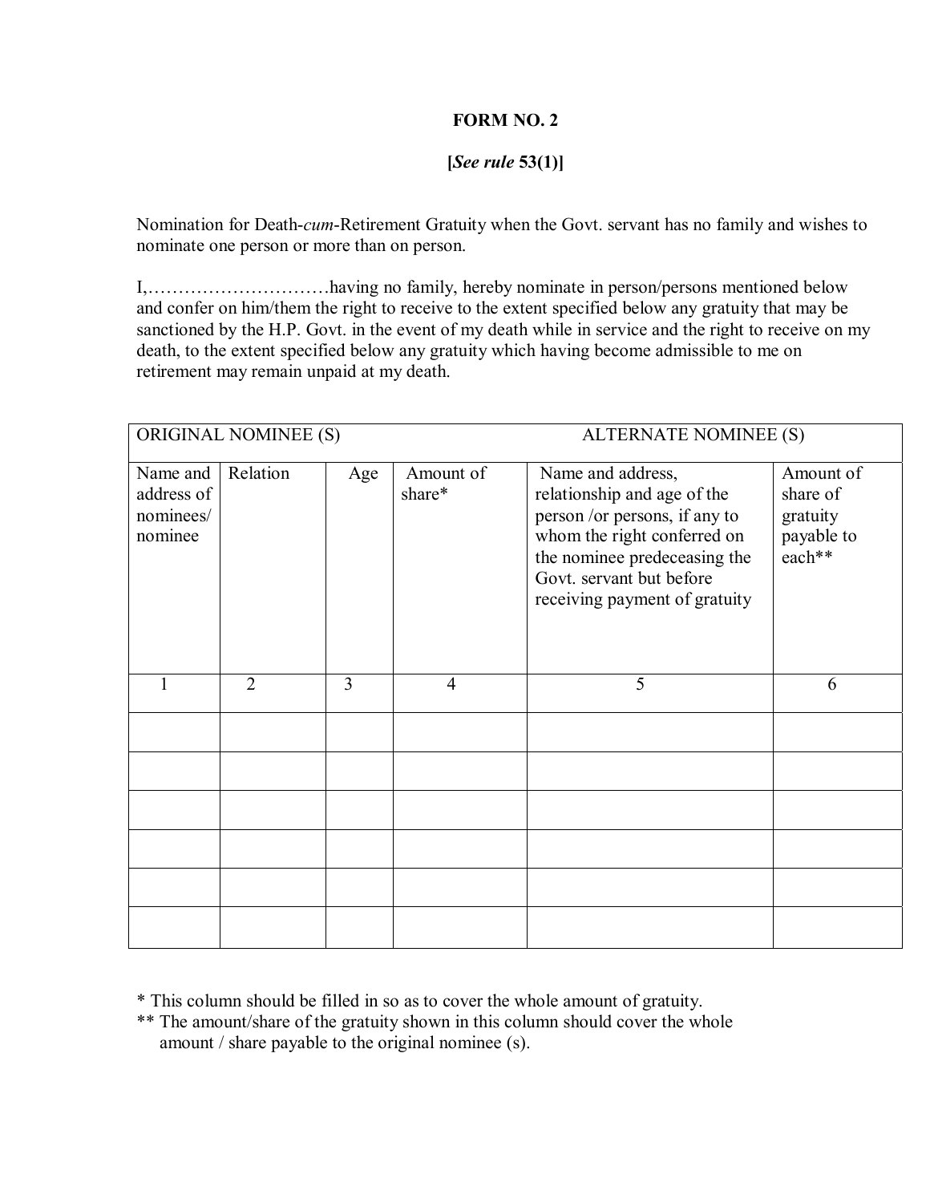# FORM NO. 2

**[*See rule* 53(1)]**

Nomination for Death-*cum*-Retirement Gratuity when the Govt. servant has no family and wishes to nominate one person or more than on person.

I,…………………………having no family, hereby nominate in person/persons mentioned below and confer on him/them the right to receive to the extent specified below any gratuity that may be sanctioned by the H.P. Govt. in the event of my death while in service and the right to receive on my death, to the extent specified below any gratuity which having become admissible to me on retirement may remain unpaid at my death.

| ORIGINAL NOMINEE (S) | | | | ALTERNATE NOMINEE (S) | |
|---|---|---|---|---|---|
| Name and address of nominees/ nominee | Relation | Age | Amount of share* | Name and address, relationship and age of the person /or persons, if any to whom the right conferred on the nominee predeceasing the Govt. servant but before receiving payment of gratuity | Amount of share of gratuity payable to each** |
| 1 | 2 | 3 | 4 | 5 | 6 |
| | | | | | |
| | | | | | |
| | | | | | |
| | | | | | |
| | | | | | |
| | | | | | |

\* This column should be filled in so as to cover the whole amount of gratuity.

\*\* The amount/share of the gratuity shown in this column should cover the whole amount / share payable to the original nominee (s).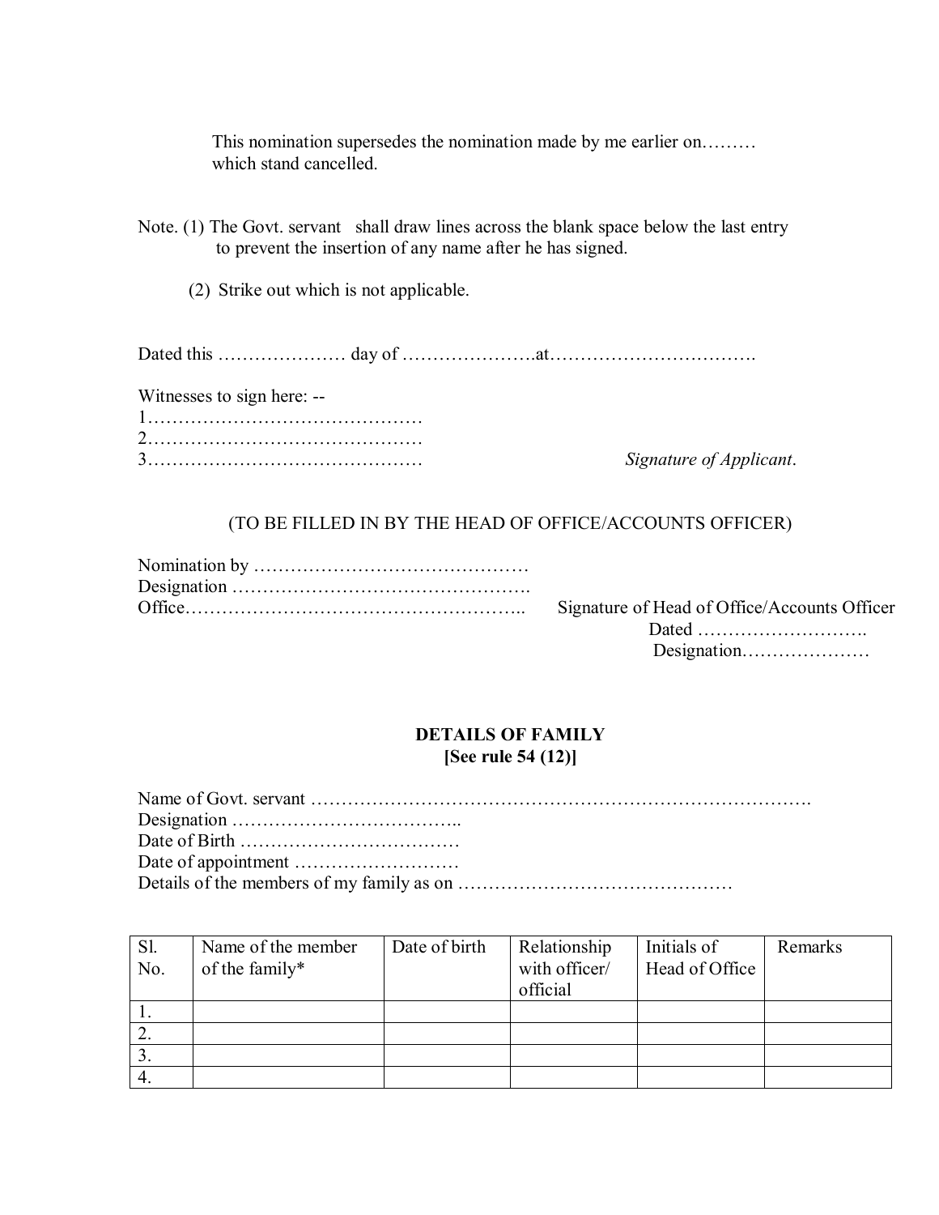This nomination supersedes the nomination made by me earlier on……… which stand cancelled.

Note. (1) The Govt. servant shall draw lines across the blank space below the last entry to prevent the insertion of any name after he has signed.

(2) Strike out which is not applicable.

Dated this ………………… day of ………………….at…………………………….

Witnesses to sign here: --

1………………………………………

2………………………………………

3……………………………………… *Signature of Applicant*.

(TO BE FILLED IN BY THE HEAD OF OFFICE/ACCOUNTS OFFICER)

Nomination by ………………………………………

Designation ………………………………………….

Office……………………………………………….. Signature of Head of Office/Accounts Officer

Dated ……………………….

Designation…………………

**DETAILS OF FAMILY**
**[See rule 54 (12)]**

Name of Govt. servant ……………………………………………………………………….

Designation ………………………………..

Date of Birth ………………………………

Date of appointment ………………………

Details of the members of my family as on ………………………………………

| Sl. No. | Name of the member of the family* | Date of birth | Relationship with officer/ official | Initials of Head of Office | Remarks |
|---|---|---|---|---|---|
| 1. | | | | | |
| 2. | | | | | |
| 3. | | | | | |
| 4. | | | | | |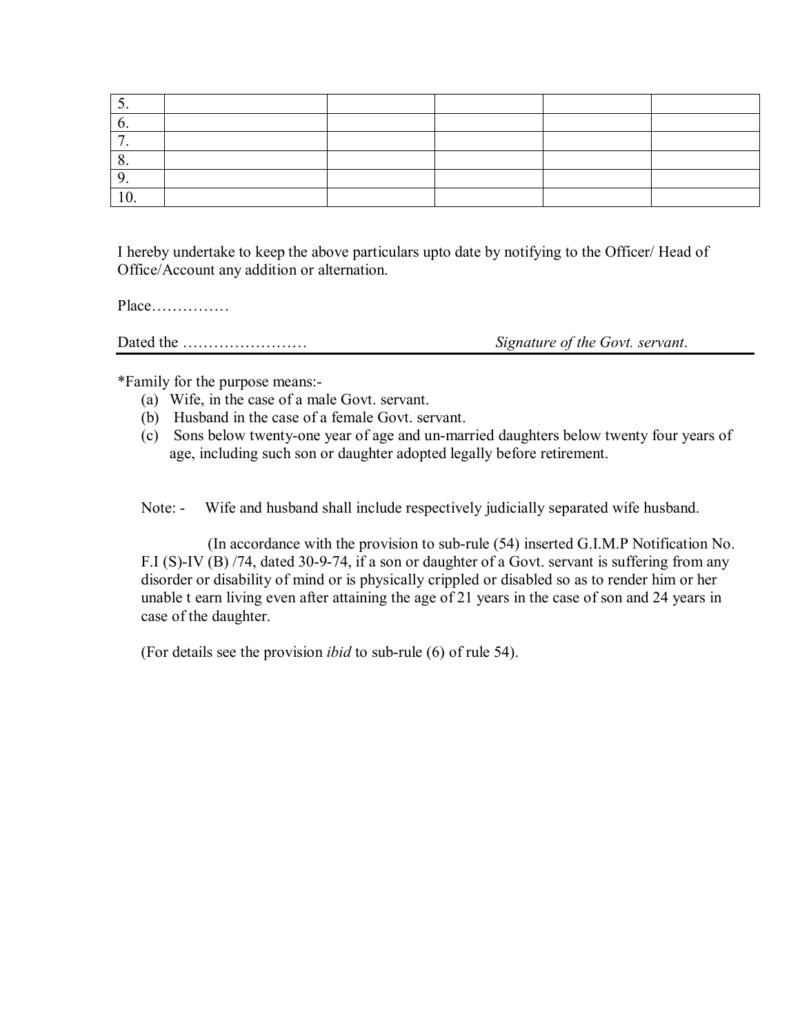| | | | | | |
|---|---|---|---|---|---|
| 5. | | | | | |
| 6. | | | | | |
| 7. | | | | | |
| 8. | | | | | |
| 9. | | | | | |
| 10. | | | | | |

I hereby undertake to keep the above particulars upto date by notifying to the Officer/ Head of Office/Account any addition or alternation.

Place……………

Dated the …………………… *Signature of the Govt. servant*.

*Family for the purpose means:-

(a) Wife, in the case of a male Govt. servant.
(b) Husband in the case of a female Govt. servant.
(c) Sons below twenty-one year of age and un-married daughters below twenty four years of age, including such son or daughter adopted legally before retirement.

Note: - Wife and husband shall include respectively judicially separated wife husband.

(In accordance with the provision to sub-rule (54) inserted G.I.M.P Notification No. F.I (S)-IV (B) /74, dated 30-9-74, if a son or daughter of a Govt. servant is suffering from any disorder or disability of mind or is physically crippled or disabled so as to render him or her unable t earn living even after attaining the age of 21 years in the case of son and 24 years in case of the daughter.

(For details see the provision *ibid* to sub-rule (6) of rule 54).